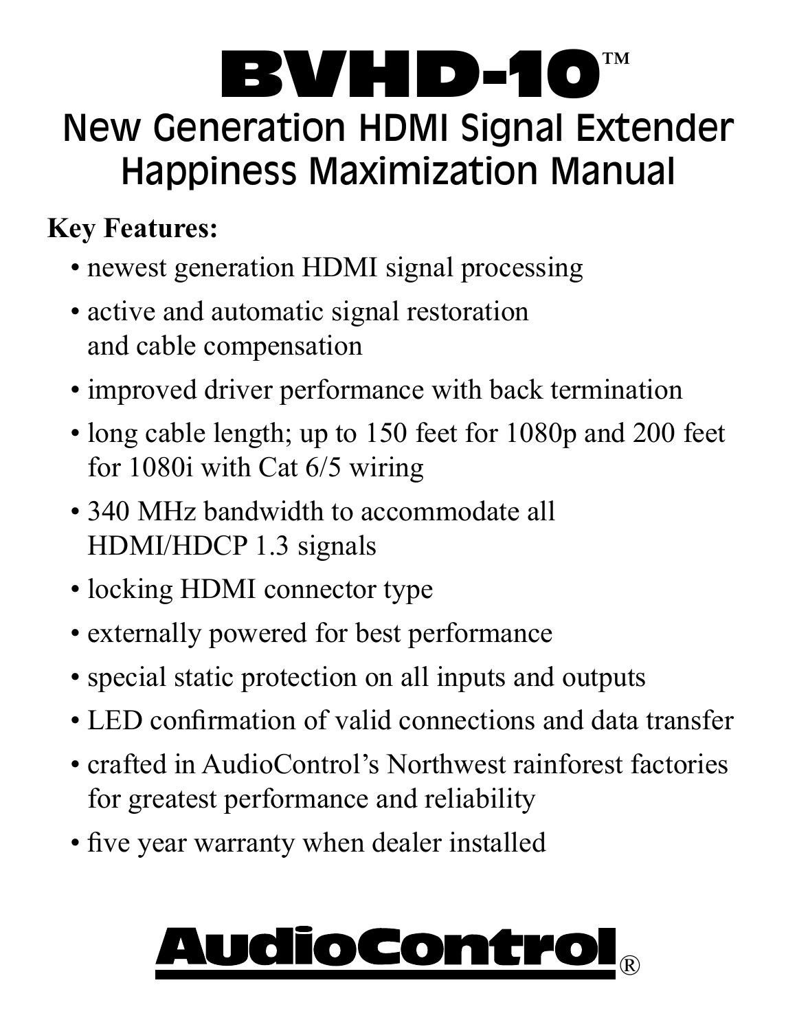# BVHD-10™

## New Generation HDMI Signal Extender Happiness Maximization Manual

**Key Features:**

- newest generation HDMI signal processing
- active and automatic signal restoration and cable compensation
- improved driver performance with back termination
- long cable length; up to 150 feet for 1080p and 200 feet for 1080i with Cat 6/5 wiring
- 340 MHz bandwidth to accommodate all HDMI/HDCP 1.3 signals
- locking HDMI connector type
- externally powered for best performance
- special static protection on all inputs and outputs
- LED confirmation of valid connections and data transfer
- crafted in AudioControl's Northwest rainforest factories for greatest performance and reliability
- five year warranty when dealer installed

AudioControl®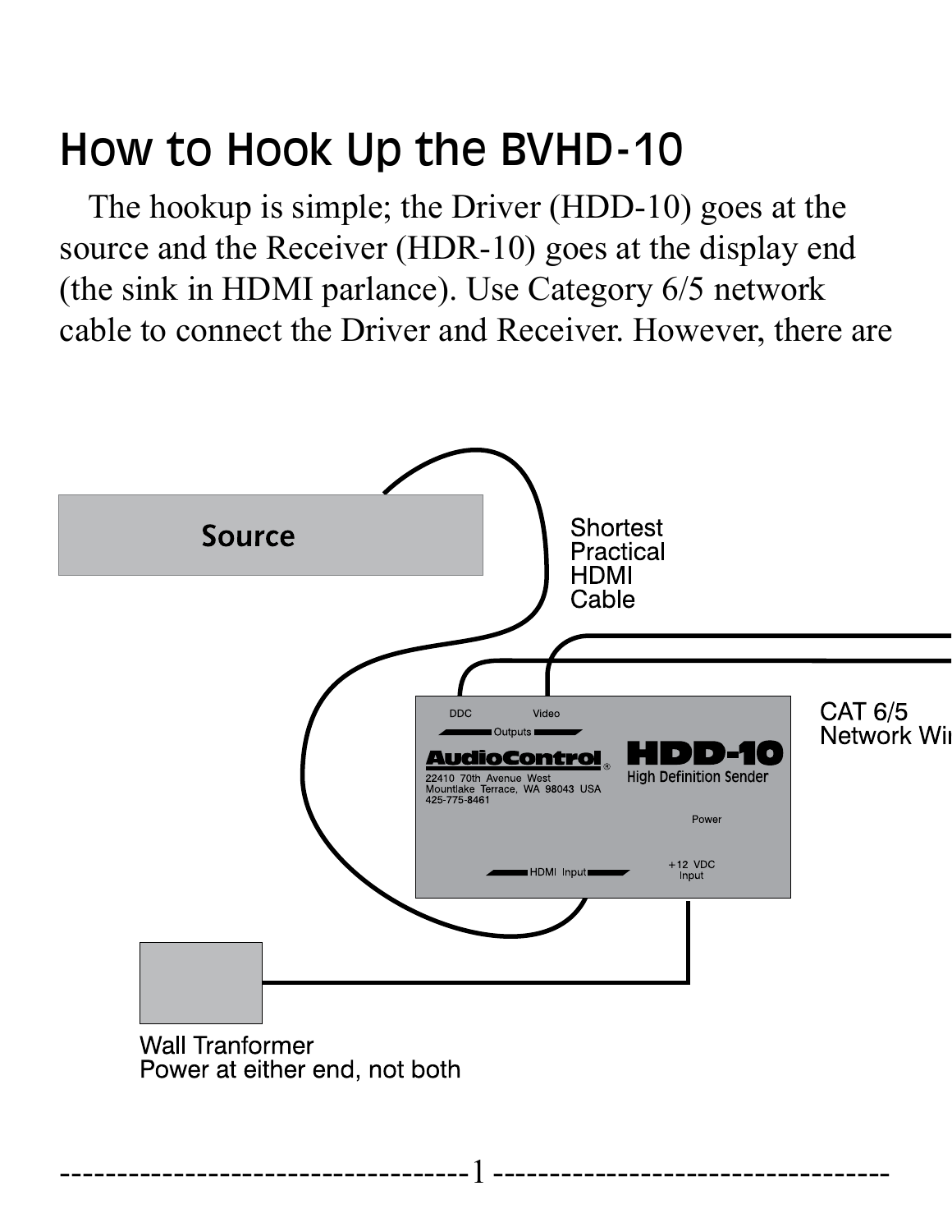# How to Hook Up the BVHD-10

The hookup is simple; the Driver (HDD-10) goes at the source and the Receiver (HDR-10) goes at the display end (the sink in HDMI parlance). Use Category 6/5 network cable to connect the Driver and Receiver. However, there are

Source

Shortest Practical HDMI Cable

CAT 6/5 Network Wi

DDC Video Outputs

AudioControl®
22410 70th Avenue West
Mountlake Terrace, WA 98043 USA
425-775-8461

HDD-10
High Definition Sender

Power

HDMI Input

+12 VDC Input

Wall Tranformer
Power at either end, not both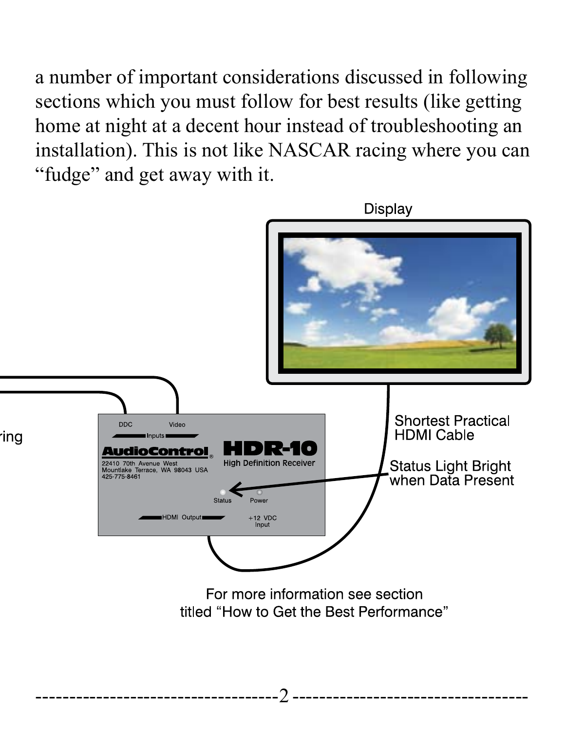a number of important considerations discussed in following sections which you must follow for best results (like getting home at night at a decent hour instead of troubleshooting an installation). This is not like NASCAR racing where you can "fudge" and get away with it.

Display

Shortest Practical HDMI Cable

Status Light Bright when Data Present

DDC Video Inputs

AudioControl HDR-10 High Definition Receiver

22410 70th Avenue West
Mountlake Terrace, WA 98043 USA
425-775-8461

Status Power

HDMI Output +12 VDC Input

For more information see section titled "How to Get the Best Performance"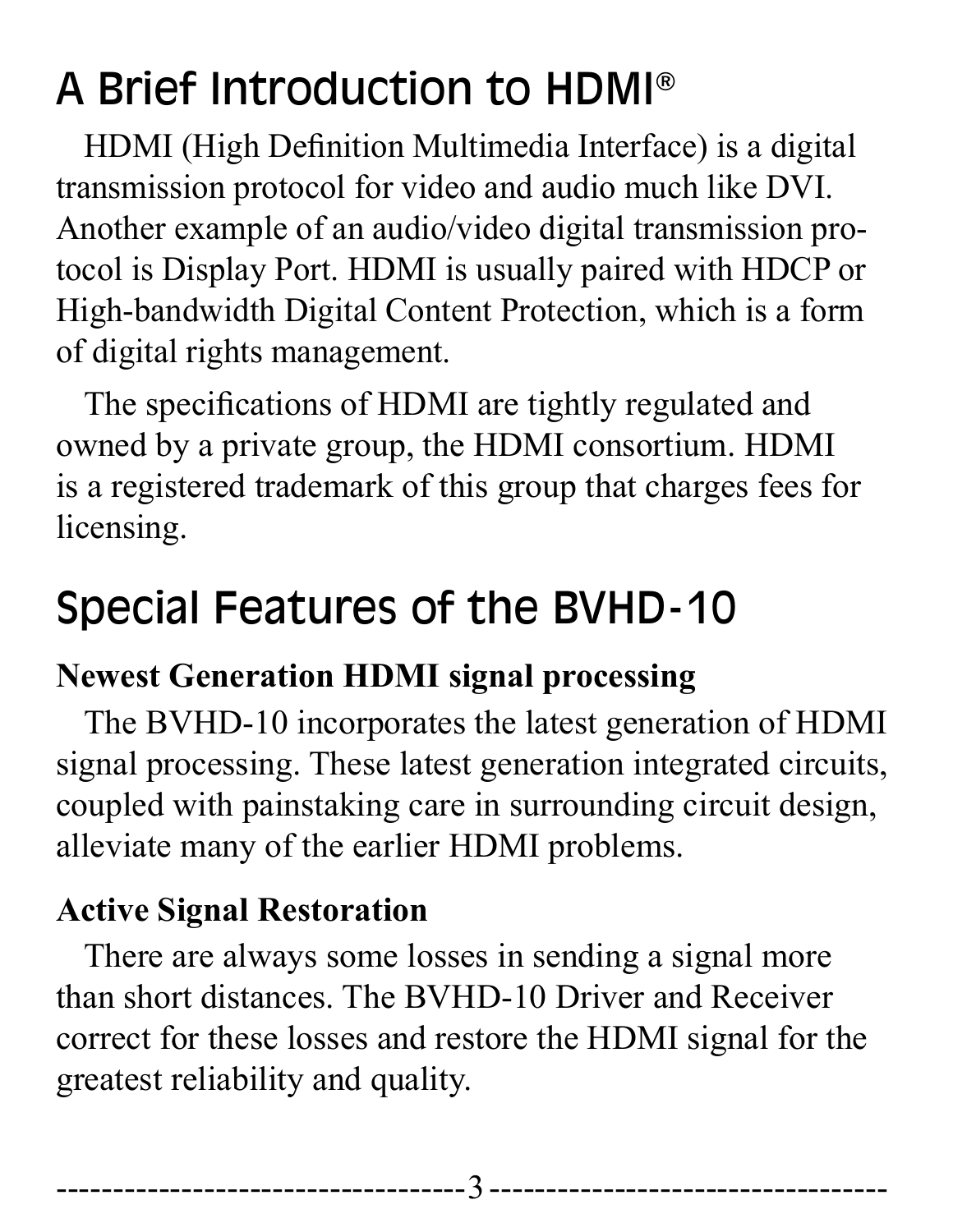# A Brief Introduction to HDMI®

HDMI (High Definition Multimedia Interface) is a digital transmission protocol for video and audio much like DVI. Another example of an audio/video digital transmission protocol is Display Port. HDMI is usually paired with HDCP or High-bandwidth Digital Content Protection, which is a form of digital rights management.

The specifications of HDMI are tightly regulated and owned by a private group, the HDMI consortium. HDMI is a registered trademark of this group that charges fees for licensing.

# Special Features of the BVHD-10

**Newest Generation HDMI signal processing**

The BVHD-10 incorporates the latest generation of HDMI signal processing. These latest generation integrated circuits, coupled with painstaking care in surrounding circuit design, alleviate many of the earlier HDMI problems.

**Active Signal Restoration**

There are always some losses in sending a signal more than short distances. The BVHD-10 Driver and Receiver correct for these losses and restore the HDMI signal for the greatest reliability and quality.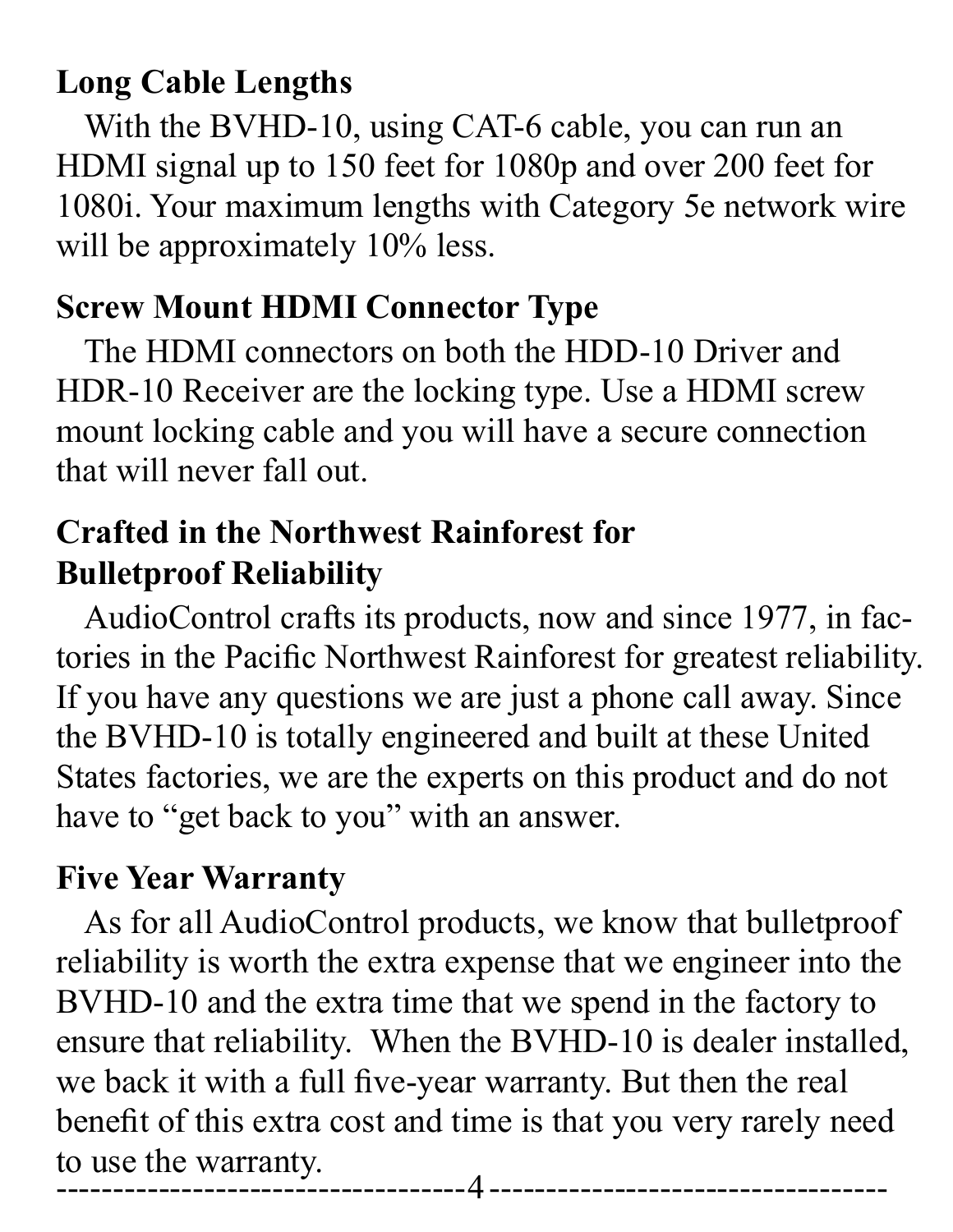**Long Cable Lengths**

With the BVHD-10, using CAT-6 cable, you can run an HDMI signal up to 150 feet for 1080p and over 200 feet for 1080i. Your maximum lengths with Category 5e network wire will be approximately 10% less.

**Screw Mount HDMI Connector Type**

The HDMI connectors on both the HDD-10 Driver and HDR-10 Receiver are the locking type. Use a HDMI screw mount locking cable and you will have a secure connection that will never fall out.

**Crafted in the Northwest Rainforest for Bulletproof Reliability**

AudioControl crafts its products, now and since 1977, in factories in the Pacific Northwest Rainforest for greatest reliability. If you have any questions we are just a phone call away. Since the BVHD-10 is totally engineered and built at these United States factories, we are the experts on this product and do not have to "get back to you" with an answer.

**Five Year Warranty**

As for all AudioControl products, we know that bulletproof reliability is worth the extra expense that we engineer into the BVHD-10 and the extra time that we spend in the factory to ensure that reliability. When the BVHD-10 is dealer installed, we back it with a full five-year warranty. But then the real benefit of this extra cost and time is that you very rarely need to use the warranty.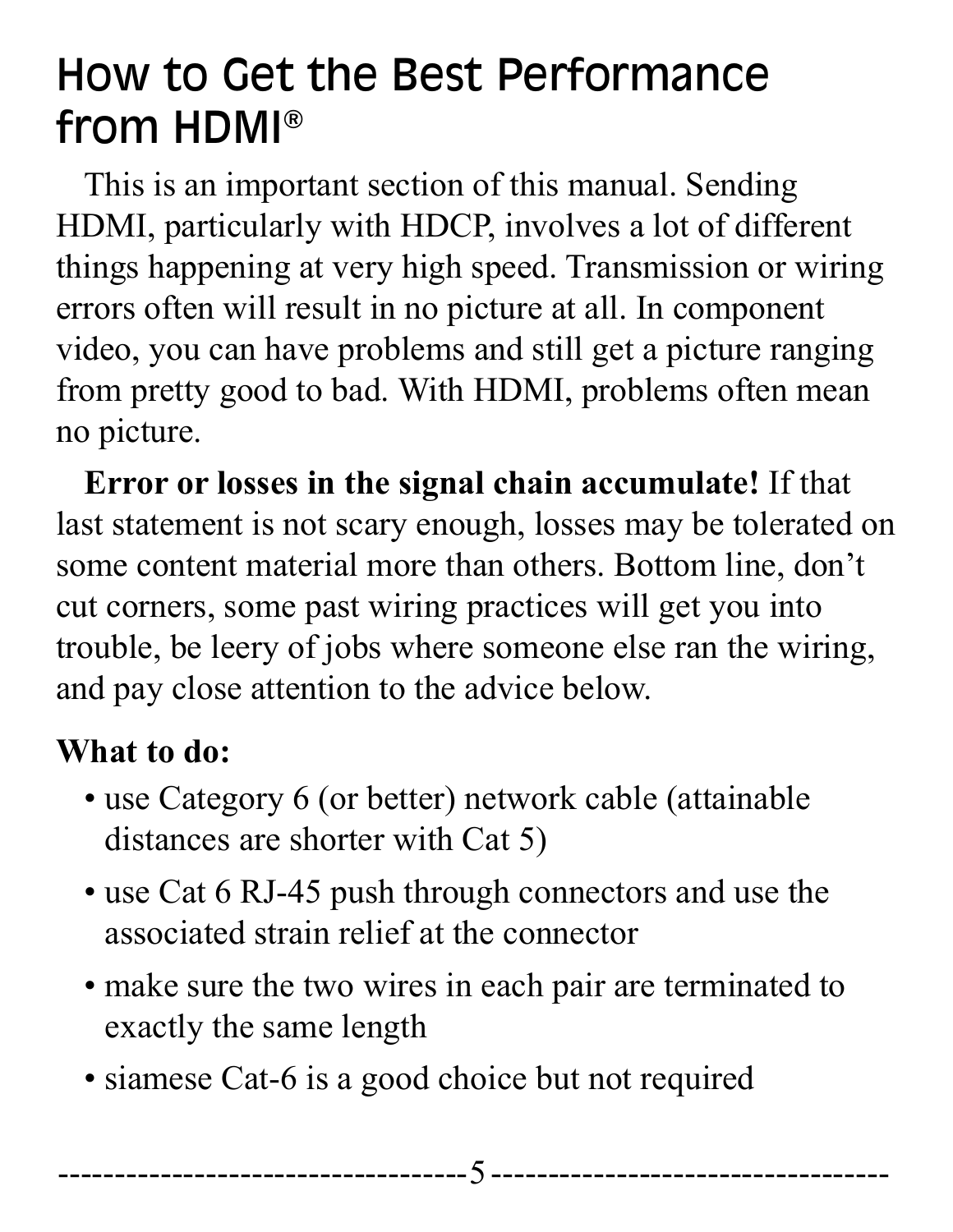# How to Get the Best Performance from HDMI®

This is an important section of this manual. Sending HDMI, particularly with HDCP, involves a lot of different things happening at very high speed. Transmission or wiring errors often will result in no picture at all. In component video, you can have problems and still get a picture ranging from pretty good to bad. With HDMI, problems often mean no picture.

**Error or losses in the signal chain accumulate!** If that last statement is not scary enough, losses may be tolerated on some content material more than others. Bottom line, don't cut corners, some past wiring practices will get you into trouble, be leery of jobs where someone else ran the wiring, and pay close attention to the advice below.

**What to do:**

- use Category 6 (or better) network cable (attainable distances are shorter with Cat 5)
- use Cat 6 RJ-45 push through connectors and use the associated strain relief at the connector
- make sure the two wires in each pair are terminated to exactly the same length
- siamese Cat-6 is a good choice but not required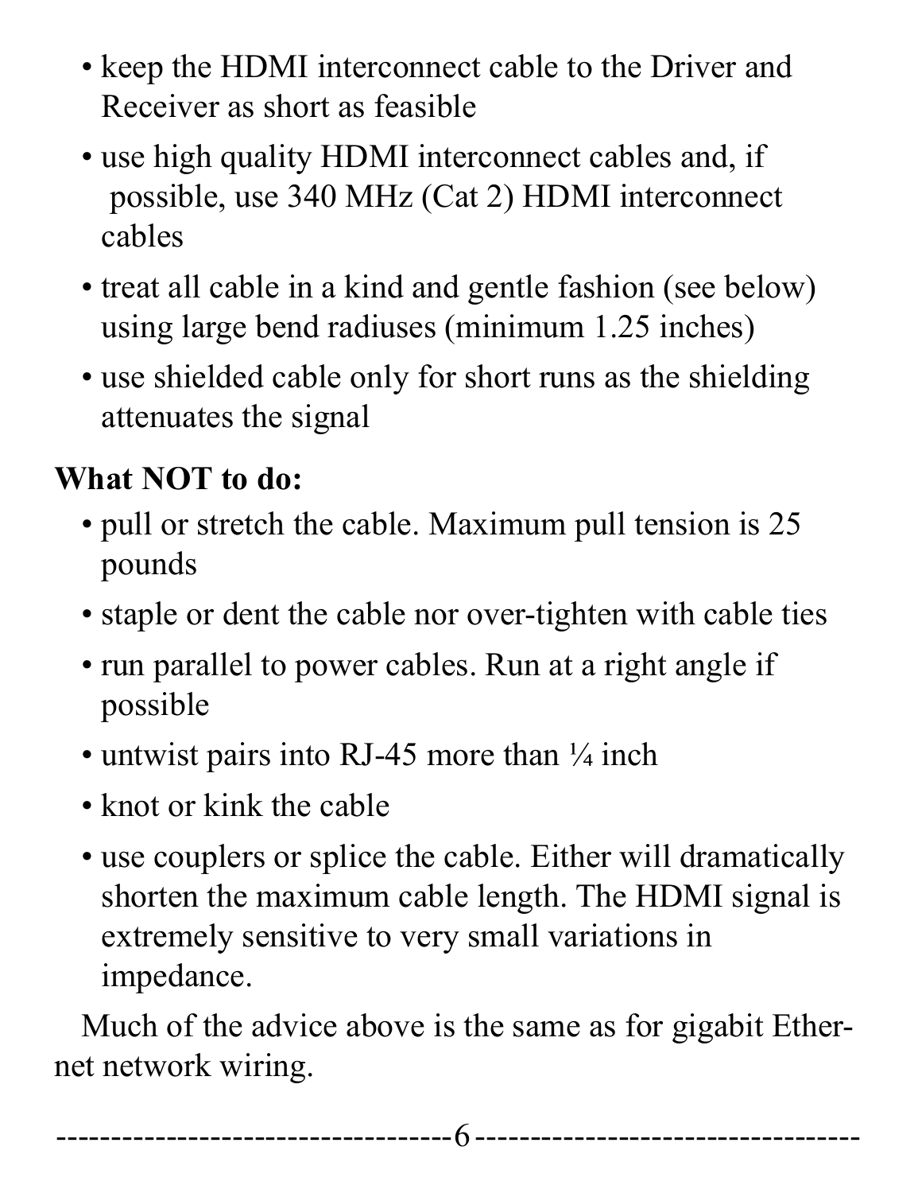- keep the HDMI interconnect cable to the Driver and Receiver as short as feasible
- use high quality HDMI interconnect cables and, if possible, use 340 MHz (Cat 2) HDMI interconnect cables
- treat all cable in a kind and gentle fashion (see below) using large bend radiuses (minimum 1.25 inches)
- use shielded cable only for short runs as the shielding attenuates the signal

**What NOT to do:**

- pull or stretch the cable. Maximum pull tension is 25 pounds
- staple or dent the cable nor over-tighten with cable ties
- run parallel to power cables. Run at a right angle if possible
- untwist pairs into RJ-45 more than ¼ inch
- knot or kink the cable
- use couplers or splice the cable. Either will dramatically shorten the maximum cable length. The HDMI signal is extremely sensitive to very small variations in impedance.

Much of the advice above is the same as for gigabit Ethernet network wiring.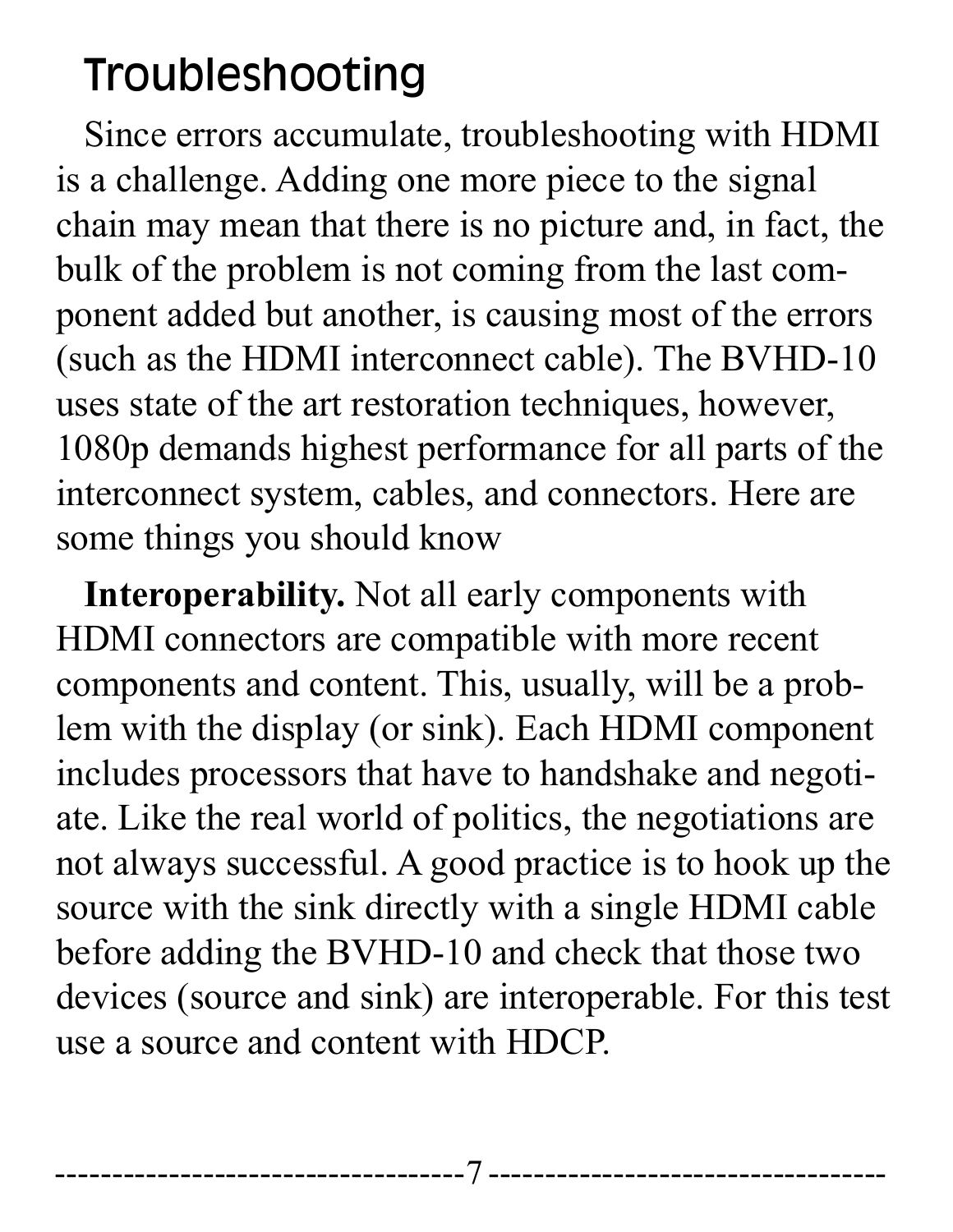## Troubleshooting

Since errors accumulate, troubleshooting with HDMI is a challenge. Adding one more piece to the signal chain may mean that there is no picture and, in fact, the bulk of the problem is not coming from the last component added but another, is causing most of the errors (such as the HDMI interconnect cable). The BVHD-10 uses state of the art restoration techniques, however, 1080p demands highest performance for all parts of the interconnect system, cables, and connectors. Here are some things you should know

**Interoperability.** Not all early components with HDMI connectors are compatible with more recent components and content. This, usually, will be a problem with the display (or sink). Each HDMI component includes processors that have to handshake and negotiate. Like the real world of politics, the negotiations are not always successful. A good practice is to hook up the source with the sink directly with a single HDMI cable before adding the BVHD-10 and check that those two devices (source and sink) are interoperable. For this test use a source and content with HDCP.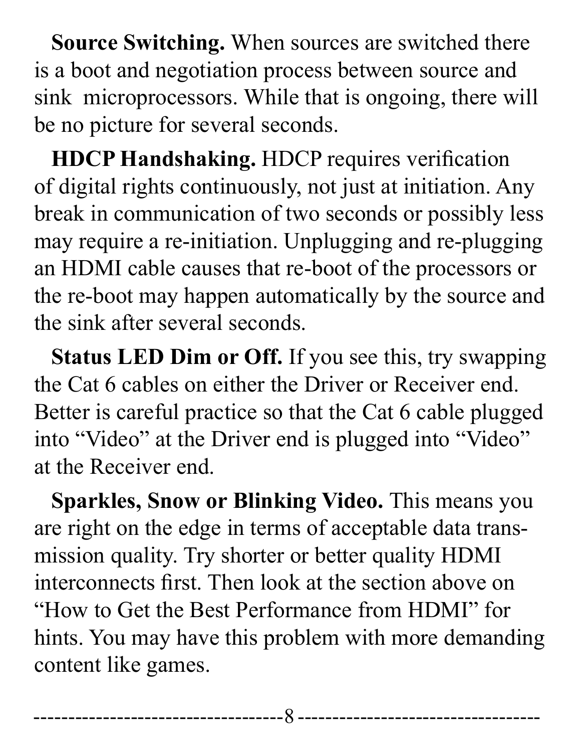**Source Switching.** When sources are switched there is a boot and negotiation process between source and sink microprocessors. While that is ongoing, there will be no picture for several seconds.

**HDCP Handshaking.** HDCP requires verification of digital rights continuously, not just at initiation. Any break in communication of two seconds or possibly less may require a re-initiation. Unplugging and re-plugging an HDMI cable causes that re-boot of the processors or the re-boot may happen automatically by the source and the sink after several seconds.

**Status LED Dim or Off.** If you see this, try swapping the Cat 6 cables on either the Driver or Receiver end. Better is careful practice so that the Cat 6 cable plugged into "Video" at the Driver end is plugged into "Video" at the Receiver end.

**Sparkles, Snow or Blinking Video.** This means you are right on the edge in terms of acceptable data transmission quality. Try shorter or better quality HDMI interconnects first. Then look at the section above on "How to Get the Best Performance from HDMI" for hints. You may have this problem with more demanding content like games.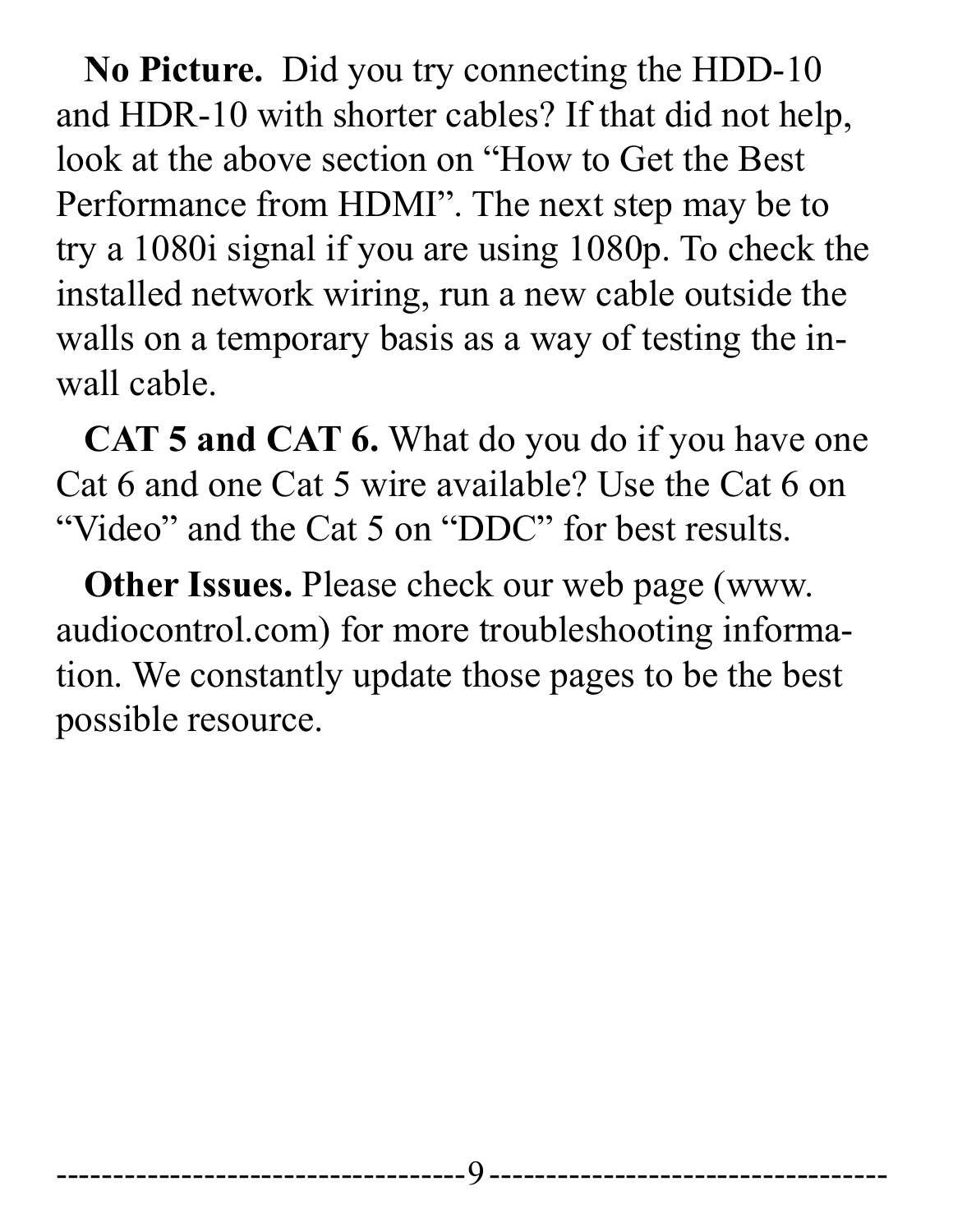**No Picture.** Did you try connecting the HDD-10 and HDR-10 with shorter cables? If that did not help, look at the above section on "How to Get the Best Performance from HDMI". The next step may be to try a 1080i signal if you are using 1080p. To check the installed network wiring, run a new cable outside the walls on a temporary basis as a way of testing the in-wall cable.

**CAT 5 and CAT 6.** What do you do if you have one Cat 6 and one Cat 5 wire available? Use the Cat 6 on "Video" and the Cat 5 on "DDC" for best results.

**Other Issues.** Please check our web page (www.audiocontrol.com) for more troubleshooting information. We constantly update those pages to be the best possible resource.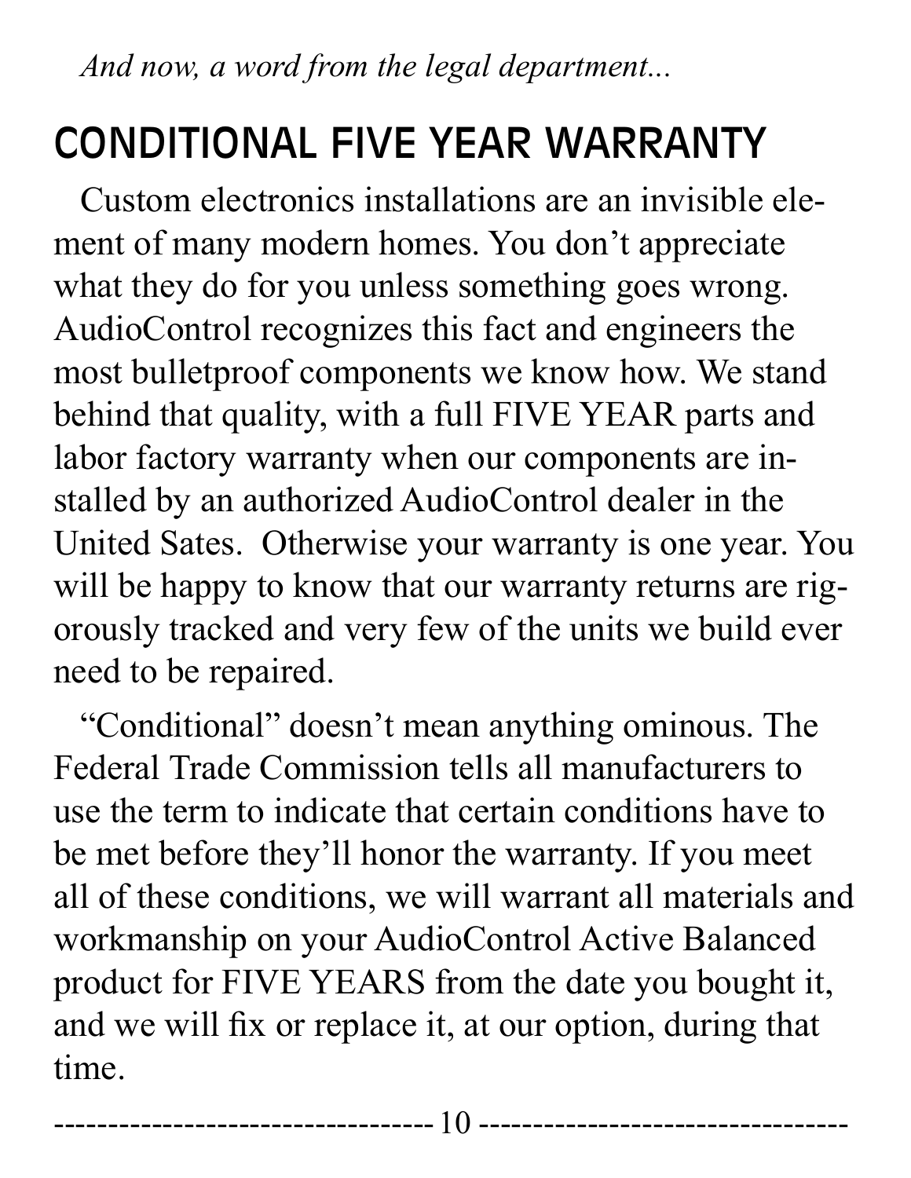*And now, a word from the legal department...*

# CONDITIONAL FIVE YEAR WARRANTY

Custom electronics installations are an invisible element of many modern homes. You don't appreciate what they do for you unless something goes wrong. AudioControl recognizes this fact and engineers the most bulletproof components we know how. We stand behind that quality, with a full FIVE YEAR parts and labor factory warranty when our components are installed by an authorized AudioControl dealer in the United Sates. Otherwise your warranty is one year. You will be happy to know that our warranty returns are rigorously tracked and very few of the units we build ever need to be repaired.

"Conditional" doesn't mean anything ominous. The Federal Trade Commission tells all manufacturers to use the term to indicate that certain conditions have to be met before they'll honor the warranty. If you meet all of these conditions, we will warrant all materials and workmanship on your AudioControl Active Balanced product for FIVE YEARS from the date you bought it, and we will fix or replace it, at our option, during that time.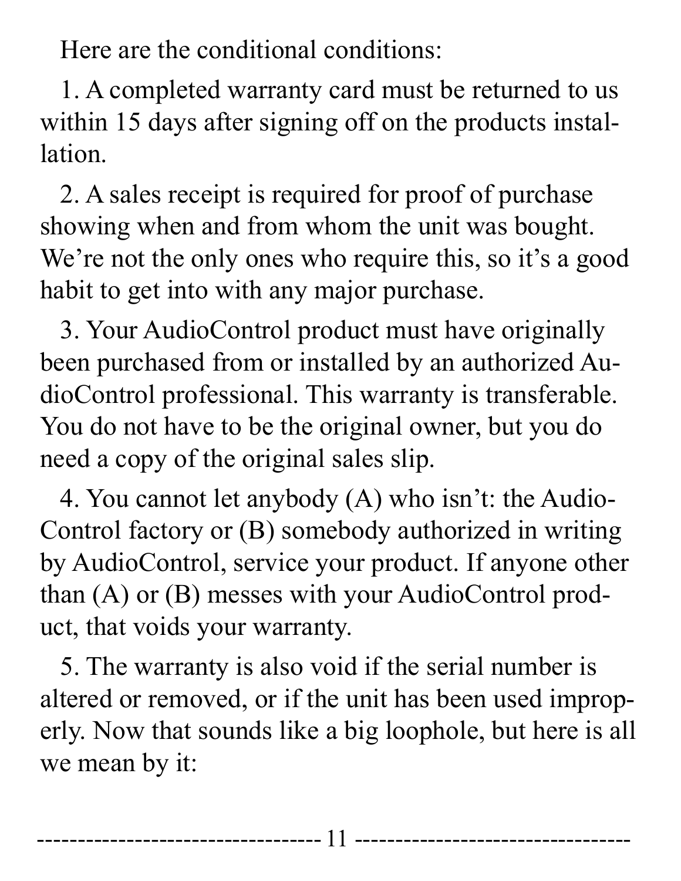Here are the conditional conditions:

1. A completed warranty card must be returned to us within 15 days after signing off on the products installation.

2. A sales receipt is required for proof of purchase showing when and from whom the unit was bought. We're not the only ones who require this, so it's a good habit to get into with any major purchase.

3. Your AudioControl product must have originally been purchased from or installed by an authorized AudioControl professional. This warranty is transferable. You do not have to be the original owner, but you do need a copy of the original sales slip.

4. You cannot let anybody (A) who isn't: the AudioControl factory or (B) somebody authorized in writing by AudioControl, service your product. If anyone other than (A) or (B) messes with your AudioControl product, that voids your warranty.

5. The warranty is also void if the serial number is altered or removed, or if the unit has been used improperly. Now that sounds like a big loophole, but here is all we mean by it: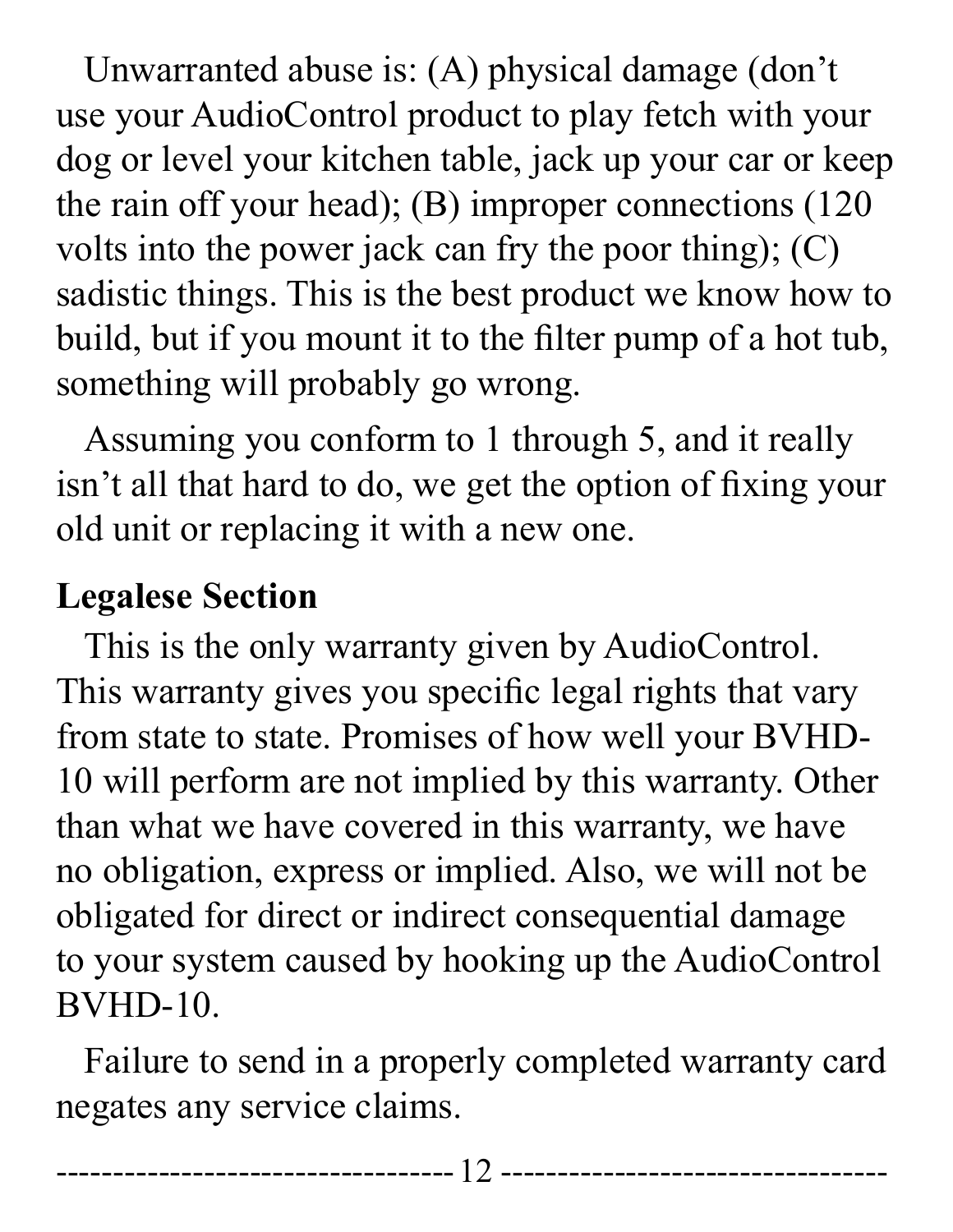Unwarranted abuse is: (A) physical damage (don't use your AudioControl product to play fetch with your dog or level your kitchen table, jack up your car or keep the rain off your head); (B) improper connections (120 volts into the power jack can fry the poor thing); (C) sadistic things. This is the best product we know how to build, but if you mount it to the filter pump of a hot tub, something will probably go wrong.

Assuming you conform to 1 through 5, and it really isn't all that hard to do, we get the option of fixing your old unit or replacing it with a new one.

**Legalese Section**

This is the only warranty given by AudioControl. This warranty gives you specific legal rights that vary from state to state. Promises of how well your BVHD-10 will perform are not implied by this warranty. Other than what we have covered in this warranty, we have no obligation, express or implied. Also, we will not be obligated for direct or indirect consequential damage to your system caused by hooking up the AudioControl BVHD-10.

Failure to send in a properly completed warranty card negates any service claims.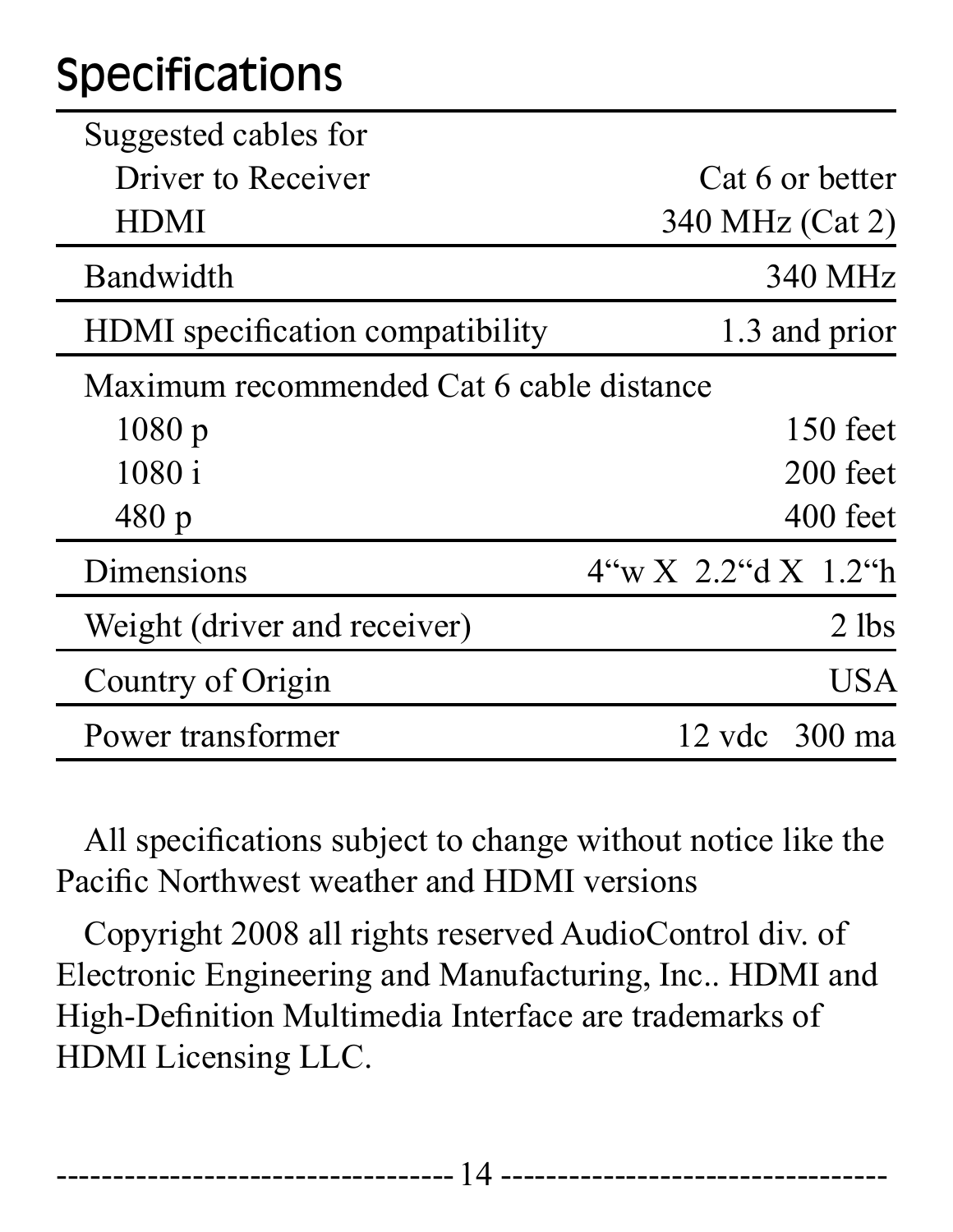## Specifications

| | |
|---|---|
| Suggested cables for | |
| Driver to Receiver | Cat 6 or better |
| HDMI | 340 MHz (Cat 2) |
| Bandwidth | 340 MHz |
| HDMI specification compatibility | 1.3 and prior |
| Maximum recommended Cat 6 cable distance | |
| 1080 p | 150 feet |
| 1080 i | 200 feet |
| 480 p | 400 feet |
| Dimensions | 4“w X 2.2“d X 1.2“h |
| Weight (driver and receiver) | 2 lbs |
| Country of Origin | USA |
| Power transformer | 12 vdc 300 ma |

All specifications subject to change without notice like the Pacific Northwest weather and HDMI versions

Copyright 2008 all rights reserved AudioControl div. of Electronic Engineering and Manufacturing, Inc.. HDMI and High-Definition Multimedia Interface are trademarks of HDMI Licensing LLC.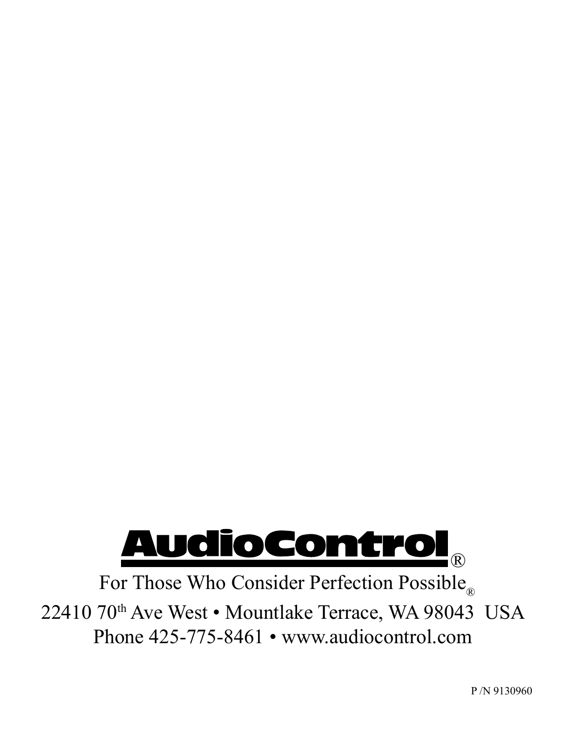**AudioControl®**

For Those Who Consider Perfection Possible®

22410 70th Ave West • Mountlake Terrace, WA 98043 USA

Phone 425-775-8461 • www.audiocontrol.com

P /N 9130960